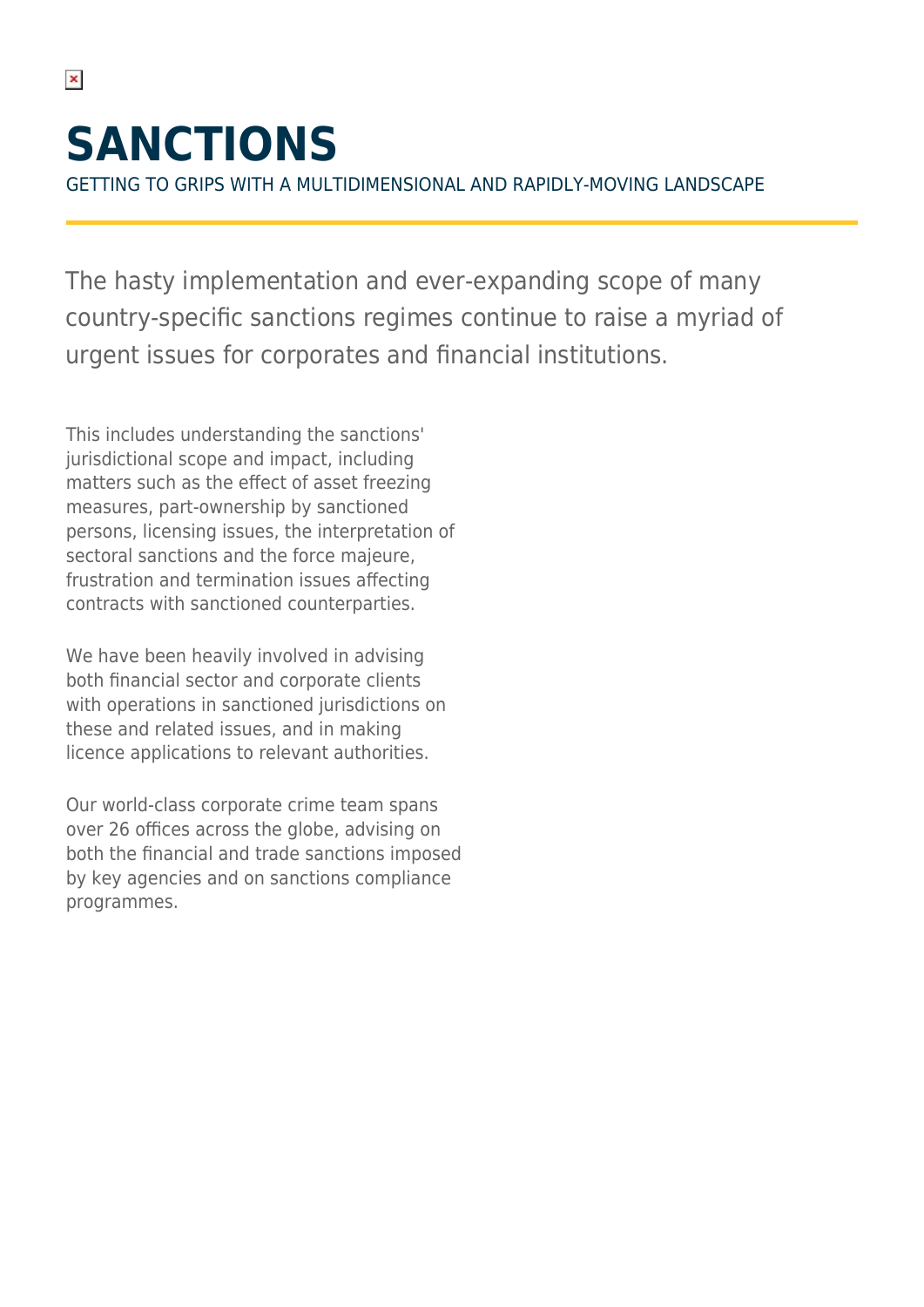# SANCTIONS

GETTING TO GRIPS WITH A MULTIDIMENSIONAL AND RAPIDLY-MOVING LANDSCAPE

The hasty implementation and ever-expanding scope of many country-specific sanctions regimes continue to raise a myriad of urgent issues for corporates and financial institutions.

This includes understanding the sanctions' jurisdictional scope and impact, including matters such as the effect of asset freezing measures, part-ownership by sanctioned persons, licensing issues, the interpretation of sectoral sanctions and the force majeure, frustration and termination issues affecting contracts with sanctioned counterparties.

We have been heavily involved in advising both financial sector and corporate clients with operations in sanctioned jurisdictions on these and related issues, and in making licence applications to relevant authorities.

Our world-class corporate crime team spans over 26 offices across the globe, advising on both the financial and trade sanctions imposed by key agencies and on sanctions compliance programmes.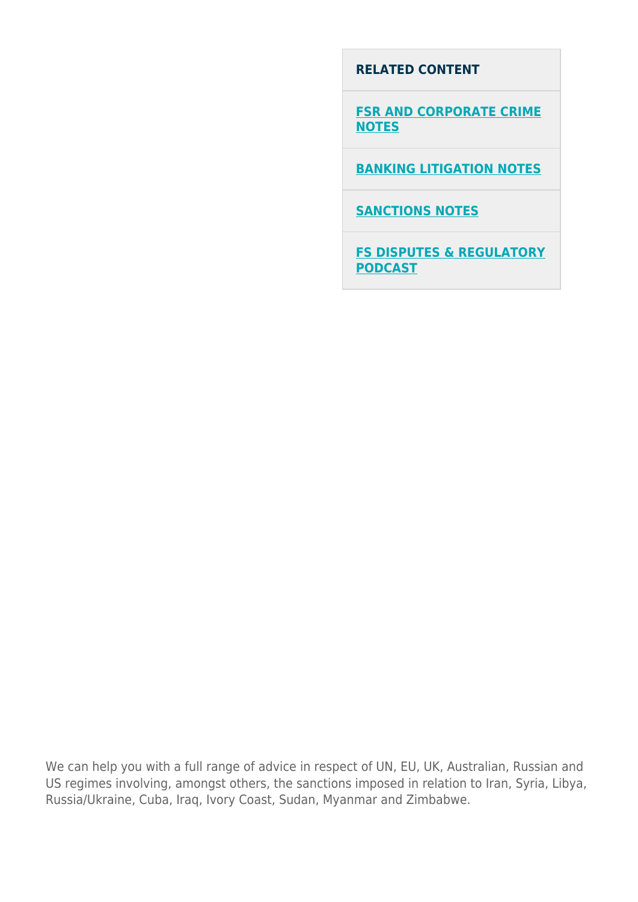**RELATED CONTENT**

**FSR AND CORPORATE CRIME NOTES**

**BANKING LITIGATION NOTES**

**SANCTIONS NOTES**

**FS DISPUTES & REGULATORY PODCAST**

We can help you with a full range of advice in respect of UN, EU, UK, Australian, Russian and US regimes involving, amongst others, the sanctions imposed in relation to Iran, Syria, Libya, Russia/Ukraine, Cuba, Iraq, Ivory Coast, Sudan, Myanmar and Zimbabwe.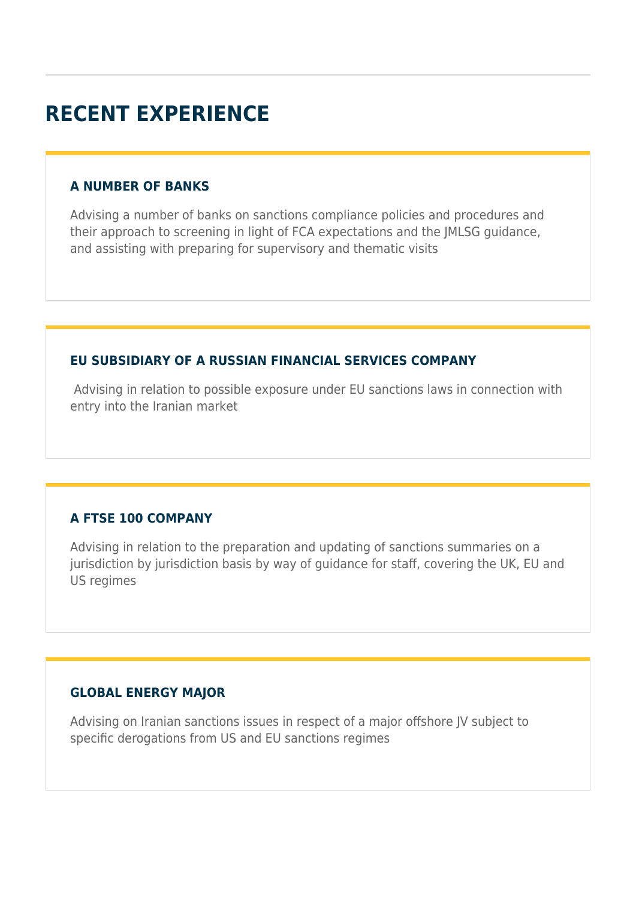## RECENT EXPERIENCE

### A NUMBER OF BANKS

Advising a number of banks on sanctions compliance policies and procedures and their approach to screening in light of FCA expectations and the JMLSG guidance, and assisting with preparing for supervisory and thematic visits

### EU SUBSIDIARY OF A RUSSIAN FINANCIAL SERVICES COMPANY

Advising in relation to possible exposure under EU sanctions laws in connection with entry into the Iranian market

### A FTSE 100 COMPANY

Advising in relation to the preparation and updating of sanctions summaries on a jurisdiction by jurisdiction basis by way of guidance for staff, covering the UK, EU and US regimes

### GLOBAL ENERGY MAJOR

Advising on Iranian sanctions issues in respect of a major offshore JV subject to specific derogations from US and EU sanctions regimes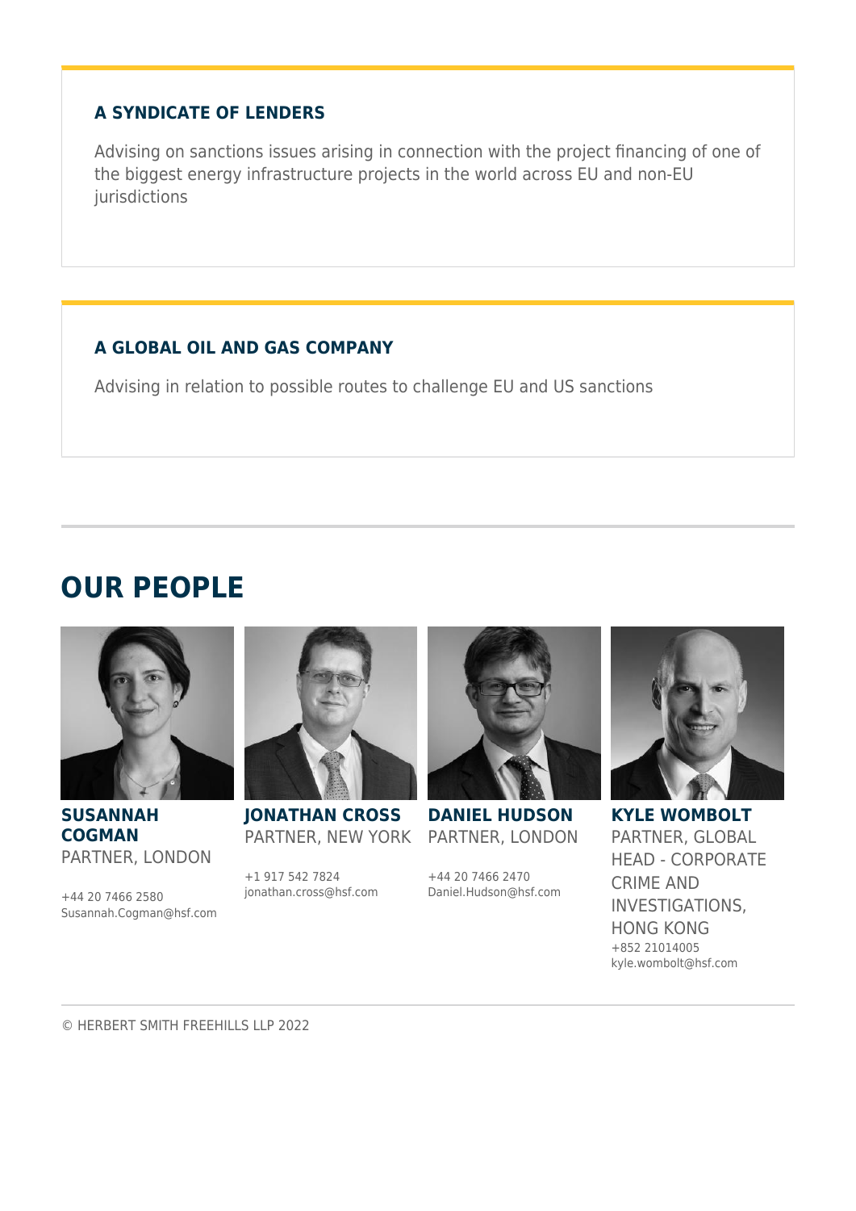### A SYNDICATE OF LENDERS

Advising on sanctions issues arising in connection with the project financing of one of the biggest energy infrastructure projects in the world across EU and non-EU jurisdictions

### A GLOBAL OIL AND GAS COMPANY

Advising in relation to possible routes to challenge EU and US sanctions

## OUR PEOPLE

**SUSANNAH COGMAN**
PARTNER, LONDON

+44 20 7466 2580
Susannah.Cogman@hsf.com

**JONATHAN CROSS**
PARTNER, NEW YORK

+1 917 542 7824
jonathan.cross@hsf.com

**DANIEL HUDSON**
PARTNER, LONDON

+44 20 7466 2470
Daniel.Hudson@hsf.com

**KYLE WOMBOLT**
PARTNER, GLOBAL HEAD - CORPORATE CRIME AND INVESTIGATIONS, HONG KONG
+852 21014005
kyle.wombolt@hsf.com

© HERBERT SMITH FREEHILLS LLP 2022